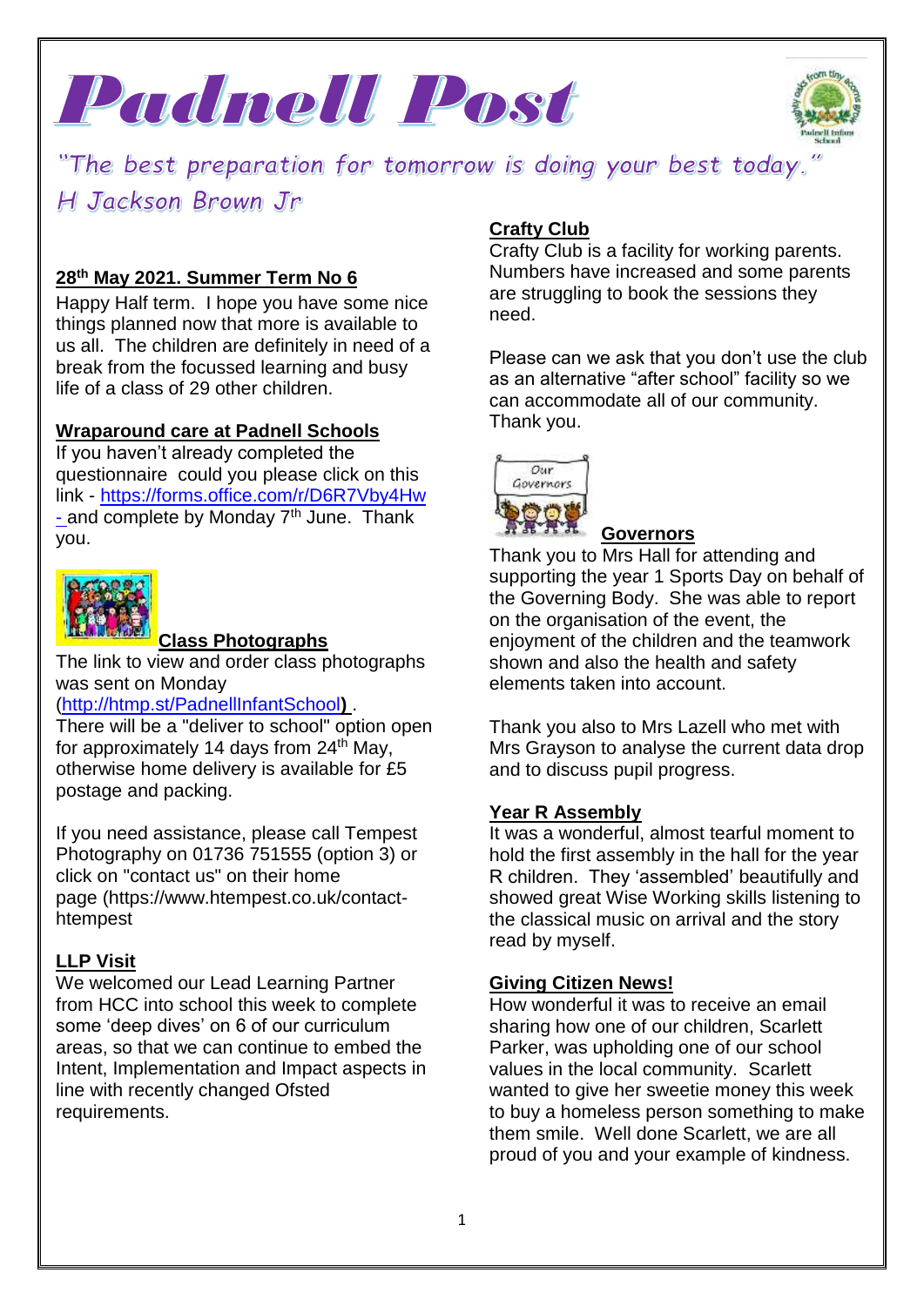# Padnell Post

*"The best preparation for tomorrow is doing your best today." H Jackson Brown Jr*

**28th May 2021. Summer Term No 6**

Happy Half term. I hope you have some nice things planned now that more is available to us all. The children are definitely in need of a break from the focussed learning and busy life of a class of 29 other children.

**Wraparound care at Padnell Schools**

If you haven't already completed the questionnaire could you please click on this link - https://forms.office.com/r/D6R7Vby4Hw - and complete by Monday 7th June. Thank you.

**Class Photographs**

The link to view and order class photographs was sent on Monday (http://htmp.st/PadnellInfantSchool) .
There will be a "deliver to school" option open for approximately 14 days from 24th May, otherwise home delivery is available for £5 postage and packing.

If you need assistance, please call Tempest Photography on 01736 751555 (option 3) or click on "contact us" on their home page (https://www.htempest.co.uk/contact-htempest

**LLP Visit**

We welcomed our Lead Learning Partner from HCC into school this week to complete some 'deep dives' on 6 of our curriculum areas, so that we can continue to embed the Intent, Implementation and Impact aspects in line with recently changed Ofsted requirements.

**Crafty Club**

Crafty Club is a facility for working parents. Numbers have increased and some parents are struggling to book the sessions they need.

Please can we ask that you don't use the club as an alternative "after school" facility so we can accommodate all of our community. Thank you.

**Governors**

Thank you to Mrs Hall for attending and supporting the year 1 Sports Day on behalf of the Governing Body. She was able to report on the organisation of the event, the enjoyment of the children and the teamwork shown and also the health and safety elements taken into account.

Thank you also to Mrs Lazell who met with Mrs Grayson to analyse the current data drop and to discuss pupil progress.

**Year R Assembly**

It was a wonderful, almost tearful moment to hold the first assembly in the hall for the year R children. They 'assembled' beautifully and showed great Wise Working skills listening to the classical music on arrival and the story read by myself.

**Giving Citizen News!**

How wonderful it was to receive an email sharing how one of our children, Scarlett Parker, was upholding one of our school values in the local community. Scarlett wanted to give her sweetie money this week to buy a homeless person something to make them smile. Well done Scarlett, we are all proud of you and your example of kindness.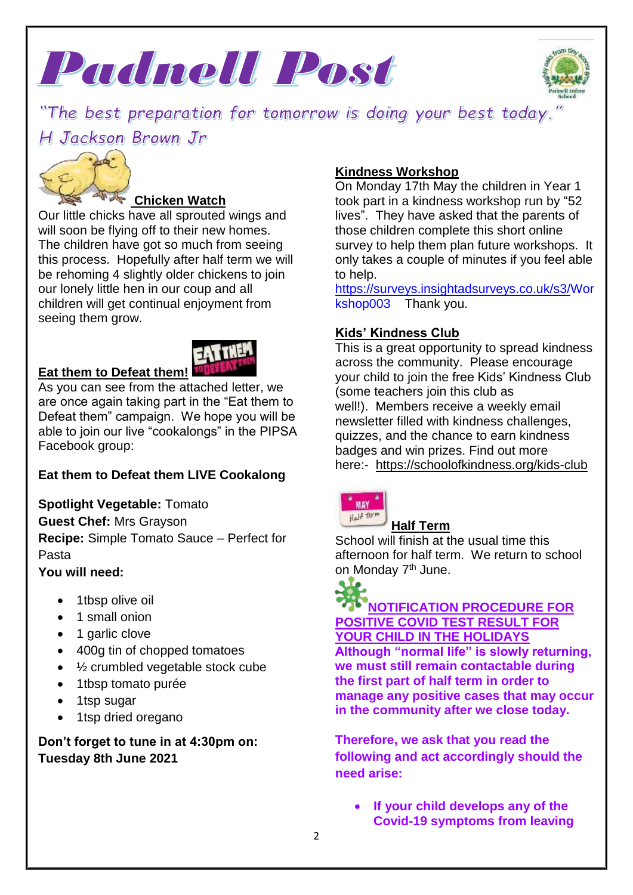# Padnell Post

*"The best preparation for tomorrow is doing your best today." H Jackson Brown Jr*

## Chicken Watch

Our little chicks have all sprouted wings and will soon be flying off to their new homes. The children have got so much from seeing this process. Hopefully after half term we will be rehoming 4 slightly older chickens to join our lonely little hen in our coup and all children will get continual enjoyment from seeing them grow.

## Eat them to Defeat them!

As you can see from the attached letter, we are once again taking part in the "Eat them to Defeat them" campaign. We hope you will be able to join our live "cookalongs" in the PIPSA Facebook group:

**Eat them to Defeat them LIVE Cookalong**

**Spotlight Vegetable:** Tomato
**Guest Chef:** Mrs Grayson
**Recipe:** Simple Tomato Sauce – Perfect for Pasta
**You will need:**

- 1tbsp olive oil
- 1 small onion
- 1 garlic clove
- 400g tin of chopped tomatoes
- ½ crumbled vegetable stock cube
- 1tbsp tomato purée
- 1tsp sugar
- 1tsp dried oregano

**Don't forget to tune in at 4:30pm on: Tuesday 8th June 2021**

## Kindness Workshop

On Monday 17th May the children in Year 1 took part in a kindness workshop run by "52 lives". They have asked that the parents of those children complete this short online survey to help them plan future workshops. It only takes a couple of minutes if you feel able to help.
https://surveys.insightadsurveys.co.uk/s3/Workshop003 Thank you.

## Kids' Kindness Club

This is a great opportunity to spread kindness across the community. Please encourage your child to join the free Kids' Kindness Club (some teachers join this club as well!). Members receive a weekly email newsletter filled with kindness challenges, quizzes, and the chance to earn kindness badges and win prizes. Find out more here:- https://schoolofkindness.org/kids-club

## Half Term

School will finish at the usual time this afternoon for half term. We return to school on Monday 7th June.

## NOTIFICATION PROCEDURE FOR POSITIVE COVID TEST RESULT FOR YOUR CHILD IN THE HOLIDAYS

**Although "normal life" is slowly returning, we must still remain contactable during the first part of half term in order to manage any positive cases that may occur in the community after we close today.**

**Therefore, we ask that you read the following and act accordingly should the need arise:**

- **If your child develops any of the Covid-19 symptoms from leaving**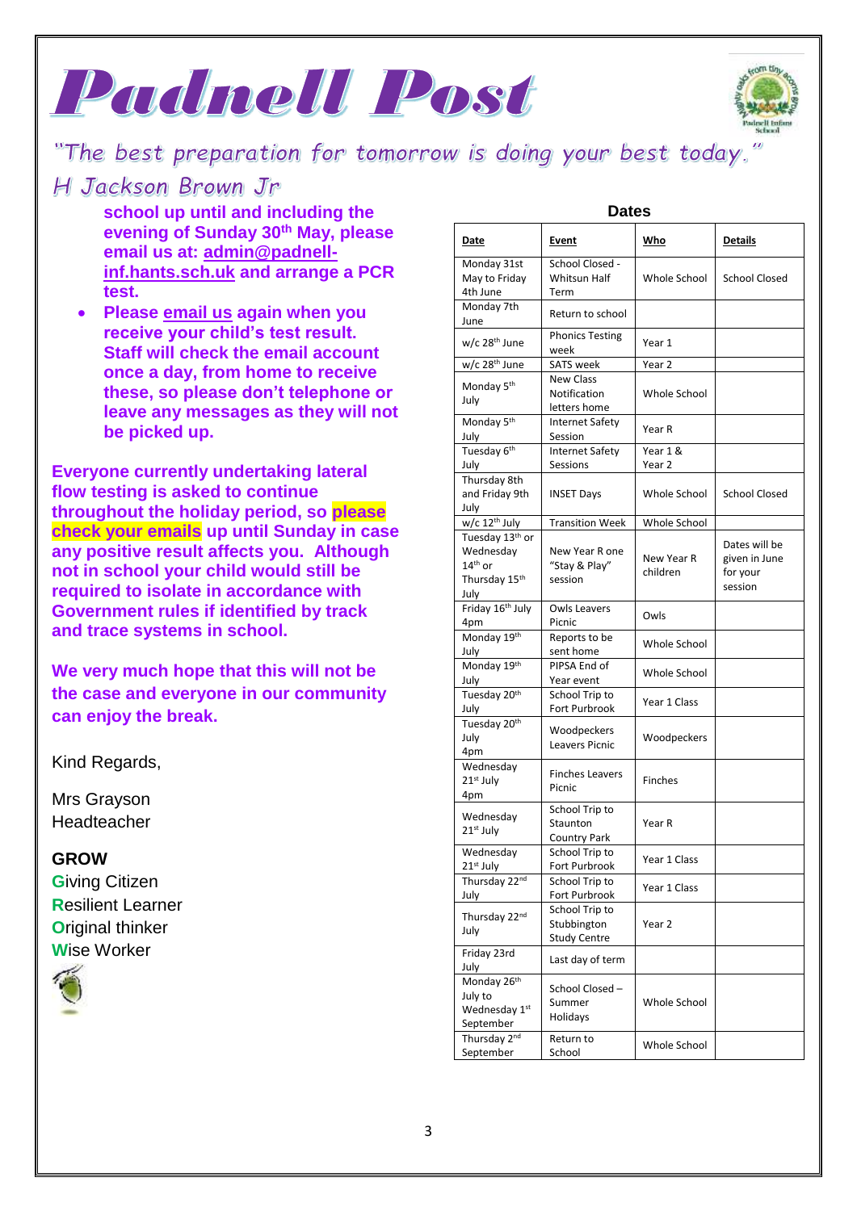# Padnell Post

*"The best preparation for tomorrow is doing your best today." H Jackson Brown Jr*

**school up until and including the evening of Sunday 30th May, please email us at: admin@padnell-inf.hants.sch.uk and arrange a PCR test.**

- **Please email us again when you receive your child's test result. Staff will check the email account once a day, from home to receive these, so please don't telephone or leave any messages as they will not be picked up.**

**Everyone currently undertaking lateral flow testing is asked to continue throughout the holiday period, so please check your emails up until Sunday in case any positive result affects you. Although not in school your child would still be required to isolate in accordance with Government rules if identified by track and trace systems in school.**

**We very much hope that this will not be the case and everyone in our community can enjoy the break.**

Kind Regards,

Mrs Grayson
Headteacher

**GROW**
Giving Citizen
Resilient Learner
Original thinker
Wise Worker

## Dates

| Date | Event | Who | Details |
|---|---|---|---|
| Monday 31st May to Friday 4th June | School Closed - Whitsun Half Term | Whole School | School Closed |
| Monday 7th June | Return to school | | |
| w/c 28th June | Phonics Testing week | Year 1 | |
| w/c 28th June | SATS week | Year 2 | |
| Monday 5th July | New Class Notification letters home | Whole School | |
| Monday 5th July | Internet Safety Session | Year R | |
| Tuesday 6th July | Internet Safety Sessions | Year 1 & Year 2 | |
| Thursday 8th and Friday 9th July | INSET Days | Whole School | School Closed |
| w/c 12th July | Transition Week | Whole School | |
| Tuesday 13th or Wednesday 14th or Thursday 15th July | New Year R one "Stay & Play" session | New Year R children | Dates will be given in June for your session |
| Friday 16th July 4pm | Owls Leavers Picnic | Owls | |
| Monday 19th July | Reports to be sent home | Whole School | |
| Monday 19th July | PIPSA End of Year event | Whole School | |
| Tuesday 20th July | School Trip to Fort Purbrook | Year 1 Class | |
| Tuesday 20th July 4pm | Woodpeckers Leavers Picnic | Woodpeckers | |
| Wednesday 21st July 4pm | Finches Leavers Picnic | Finches | |
| Wednesday 21st July | School Trip to Staunton Country Park | Year R | |
| Wednesday 21st July | School Trip to Fort Purbrook | Year 1 Class | |
| Thursday 22nd July | School Trip to Fort Purbrook | Year 1 Class | |
| Thursday 22nd July | School Trip to Stubbington Study Centre | Year 2 | |
| Friday 23rd July | Last day of term | | |
| Monday 26th July to Wednesday 1st September | School Closed – Summer Holidays | Whole School | |
| Thursday 2nd September | Return to School | Whole School | |